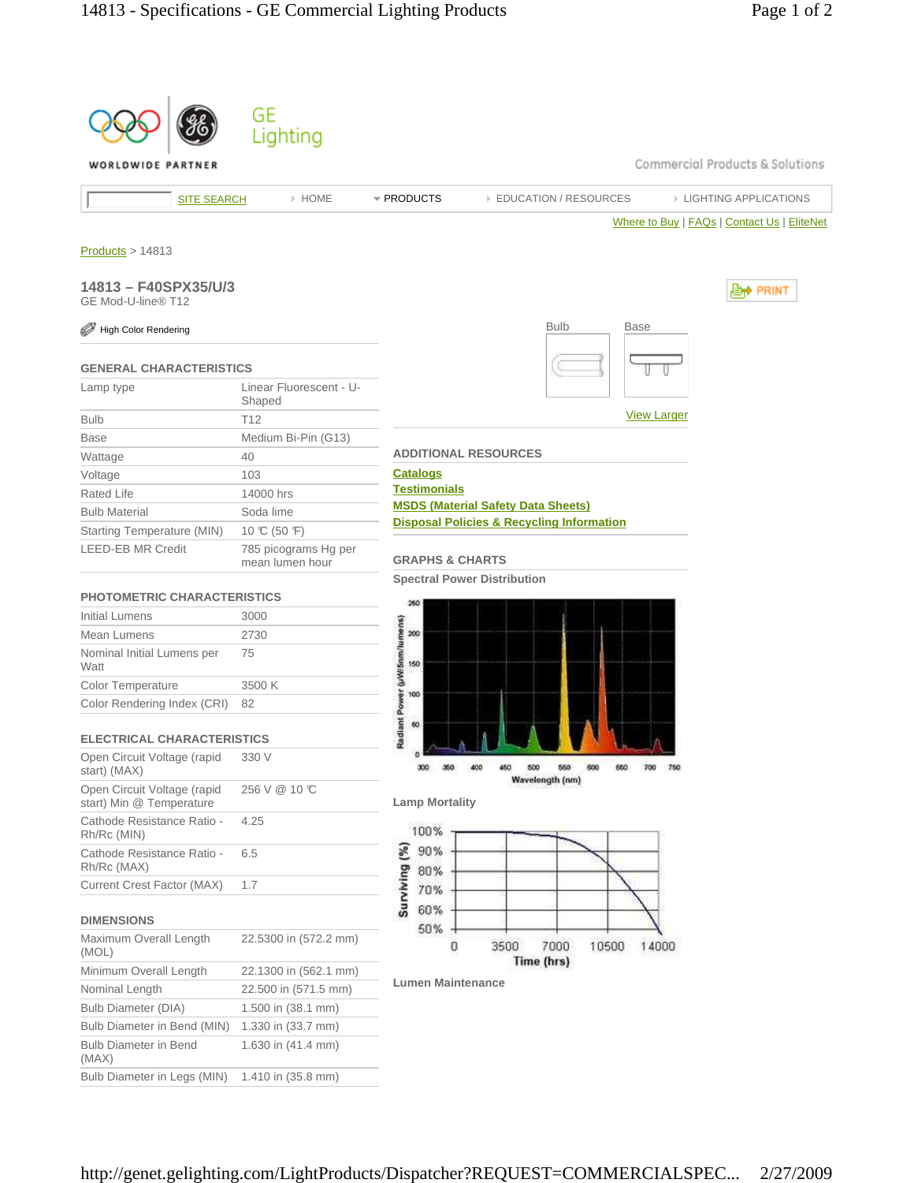GE Lighting

Commercial Products & Solutions

SITE SEARCH | HOME | PRODUCTS | EDUCATION / RESOURCES | LIGHTING APPLICATIONS

Where to Buy | FAQs | Contact Us | EliteNet

Products > 14813

## 14813 – F40SPX35/U/3

GE Mod-U-line® T12

High Color Rendering

### GENERAL CHARACTERISTICS

| | |
|---|---|
| Lamp type | Linear Fluorescent - U-Shaped |
| Bulb | T12 |
| Base | Medium Bi-Pin (G13) |
| Wattage | 40 |
| Voltage | 103 |
| Rated Life | 14000 hrs |
| Bulb Material | Soda lime |
| Starting Temperature (MIN) | 10 ℃ (50 ℉) |
| LEED-EB MR Credit | 785 picograms Hg per mean lumen hour |

### PHOTOMETRIC CHARACTERISTICS

| | |
|---|---|
| Initial Lumens | 3000 |
| Mean Lumens | 2730 |
| Nominal Initial Lumens per Watt | 75 |
| Color Temperature | 3500 K |
| Color Rendering Index (CRI) | 82 |

### ELECTRICAL CHARACTERISTICS

| | |
|---|---|
| Open Circuit Voltage (rapid start) (MAX) | 330 V |
| Open Circuit Voltage (rapid start) Min @ Temperature | 256 V @ 10 ℃ |
| Cathode Resistance Ratio - Rh/Rc (MIN) | 4.25 |
| Cathode Resistance Ratio - Rh/Rc (MAX) | 6.5 |
| Current Crest Factor (MAX) | 1.7 |

### DIMENSIONS

| | |
|---|---|
| Maximum Overall Length (MOL) | 22.5300 in (572.2 mm) |
| Minimum Overall Length | 22.1300 in (562.1 mm) |
| Nominal Length | 22.500 in (571.5 mm) |
| Bulb Diameter (DIA) | 1.500 in (38.1 mm) |
| Bulb Diameter in Bend (MIN) | 1.330 in (33.7 mm) |
| Bulb Diameter in Bend (MAX) | 1.630 in (41.4 mm) |
| Bulb Diameter in Legs (MIN) | 1.410 in (35.8 mm) |

Bulb | Base

View Larger

### ADDITIONAL RESOURCES

- Catalogs
- Testimonials
- MSDS (Material Safety Data Sheets)
- Disposal Policies & Recycling Information

### GRAPHS & CHARTS

**Spectral Power Distribution**

**Lamp Mortality**

**Lumen Maintenance**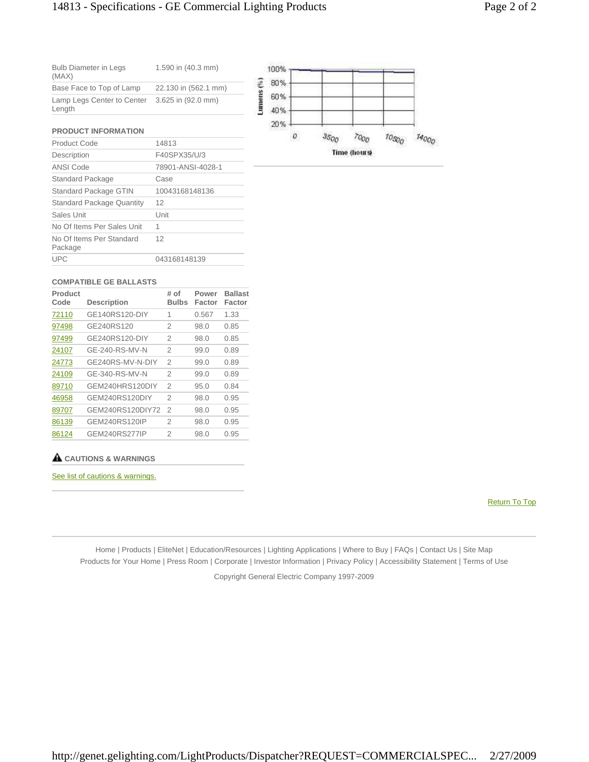| | |
|---|---|
| Bulb Diameter in Legs (MAX) | 1.590 in (40.3 mm) |
| Base Face to Top of Lamp | 22.130 in (562.1 mm) |
| Lamp Legs Center to Center Length | 3.625 in (92.0 mm) |

Lumens (%)
100%
80%
60%
40%
20%
0
3500
7000
10500
14000
Time (hours)

### PRODUCT INFORMATION

| | |
|---|---|
| Product Code | 14813 |
| Description | F40SPX35/U/3 |
| ANSI Code | 78901-ANSI-4028-1 |
| Standard Package | Case |
| Standard Package GTIN | 10043168148136 |
| Standard Package Quantity | 12 |
| Sales Unit | Unit |
| No Of Items Per Sales Unit | 1 |
| No Of Items Per Standard Package | 12 |
| UPC | 043168148139 |

### COMPATIBLE GE BALLASTS

| Product Code | Description | # of Bulbs | Power Factor | Ballast Factor |
|---|---|---|---|---|
| 72110 | GE140RS120-DIY | 1 | 0.567 | 1.33 |
| 97498 | GE240RS120 | 2 | 98.0 | 0.85 |
| 97499 | GE240RS120-DIY | 2 | 98.0 | 0.85 |
| 24107 | GE-240-RS-MV-N | 2 | 99.0 | 0.89 |
| 24773 | GE240RS-MV-N-DIY | 2 | 99.0 | 0.89 |
| 24109 | GE-340-RS-MV-N | 2 | 99.0 | 0.89 |
| 89710 | GEM240HRS120DIY | 2 | 95.0 | 0.84 |
| 46958 | GEM240RS120DIY | 2 | 98.0 | 0.95 |
| 89707 | GEM240RS120DIY72 | 2 | 98.0 | 0.95 |
| 86139 | GEM240RS120IP | 2 | 98.0 | 0.95 |
| 86124 | GEM240RS277IP | 2 | 98.0 | 0.95 |

### ⚠ CAUTIONS & WARNINGS

See list of cautions & warnings.

Return To Top

Home | Products | EliteNet | Education/Resources | Lighting Applications | Where to Buy | FAQs | Contact Us | Site Map
Products for Your Home | Press Room | Corporate | Investor Information | Privacy Policy | Accessibility Statement | Terms of Use

Copyright General Electric Company 1997-2009